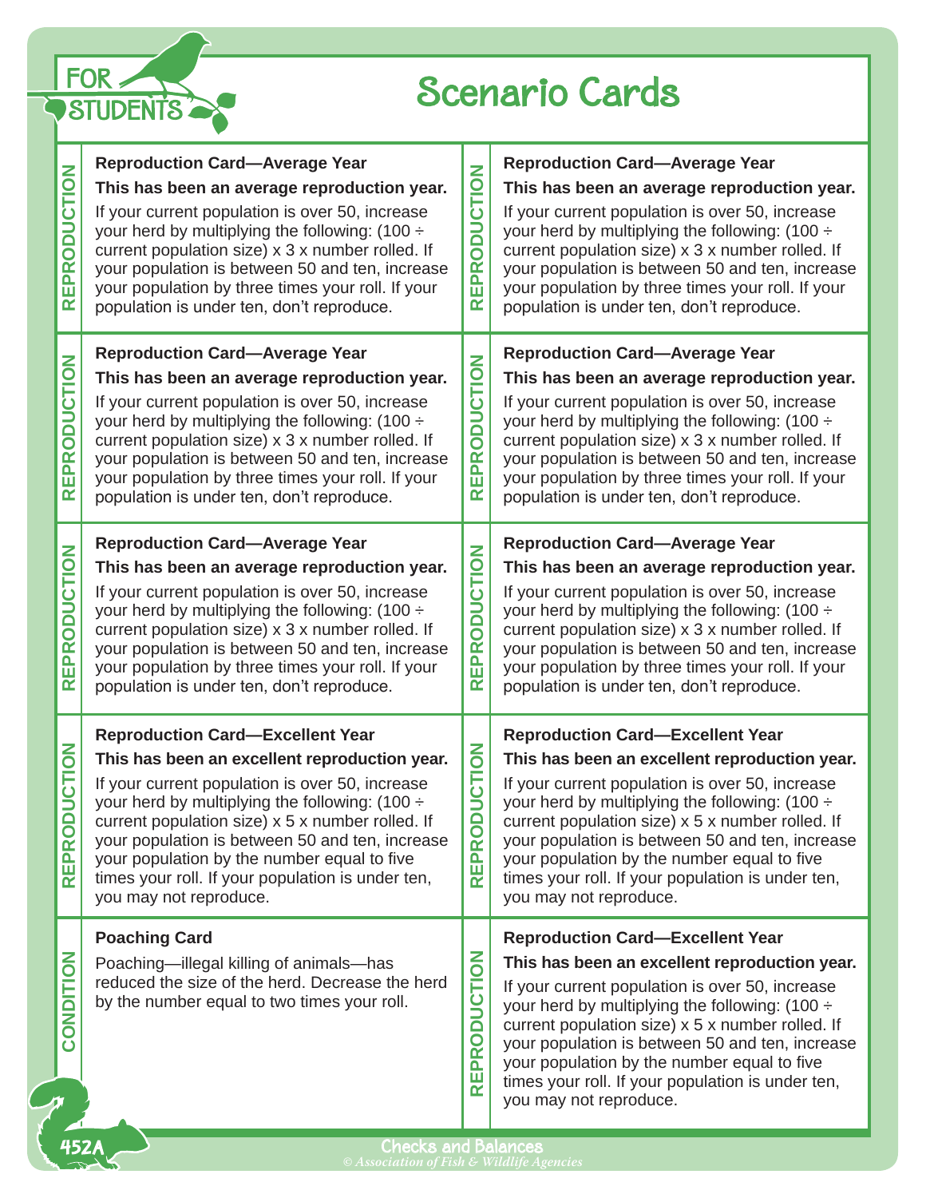FOR STUDENTS

# Scenario Cards

REPRODUCTION

**Reproduction Card—Average Year**

**This has been an average reproduction year.**

If your current population is over 50, increase your herd by multiplying the following: (100 ÷ current population size) x 3 x number rolled. If your population is between 50 and ten, increase your population by three times your roll. If your population is under ten, don't reproduce.

REPRODUCTION

**Reproduction Card—Average Year**

**This has been an average reproduction year.**

If your current population is over 50, increase your herd by multiplying the following: (100 ÷ current population size) x 3 x number rolled. If your population is between 50 and ten, increase your population by three times your roll. If your population is under ten, don't reproduce.

REPRODUCTION

**Reproduction Card—Average Year**

**This has been an average reproduction year.**

If your current population is over 50, increase your herd by multiplying the following: (100 ÷ current population size) x 3 x number rolled. If your population is between 50 and ten, increase your population by three times your roll. If your population is under ten, don't reproduce.

REPRODUCTION

**Reproduction Card—Average Year**

**This has been an average reproduction year.**

If your current population is over 50, increase your herd by multiplying the following: (100 ÷ current population size) x 3 x number rolled. If your population is between 50 and ten, increase your population by three times your roll. If your population is under ten, don't reproduce.

REPRODUCTION

**Reproduction Card—Average Year**

**This has been an average reproduction year.**

If your current population is over 50, increase your herd by multiplying the following: (100 ÷ current population size) x 3 x number rolled. If your population is between 50 and ten, increase your population by three times your roll. If your population is under ten, don't reproduce.

REPRODUCTION

**Reproduction Card—Average Year**

**This has been an average reproduction year.**

If your current population is over 50, increase your herd by multiplying the following: (100 ÷ current population size) x 3 x number rolled. If your population is between 50 and ten, increase your population by three times your roll. If your population is under ten, don't reproduce.

REPRODUCTION

**Reproduction Card—Excellent Year**

**This has been an excellent reproduction year.**

If your current population is over 50, increase your herd by multiplying the following: (100 ÷ current population size) x 5 x number rolled. If your population is between 50 and ten, increase your population by the number equal to five times your roll. If your population is under ten, you may not reproduce.

REPRODUCTION

**Reproduction Card—Excellent Year**

**This has been an excellent reproduction year.**

If your current population is over 50, increase your herd by multiplying the following: (100 ÷ current population size) x 5 x number rolled. If your population is between 50 and ten, increase your population by the number equal to five times your roll. If your population is under ten, you may not reproduce.

CONDITION

**Poaching Card**

Poaching—illegal killing of animals—has reduced the size of the herd. Decrease the herd by the number equal to two times your roll.

REPRODUCTION

**Reproduction Card—Excellent Year**

**This has been an excellent reproduction year.**

If your current population is over 50, increase your herd by multiplying the following: (100 ÷ current population size) x 5 x number rolled. If your population is between 50 and ten, increase your population by the number equal to five times your roll. If your population is under ten, you may not reproduce.

Checks and Balances

*© Association of Fish & Wildlife Agencies*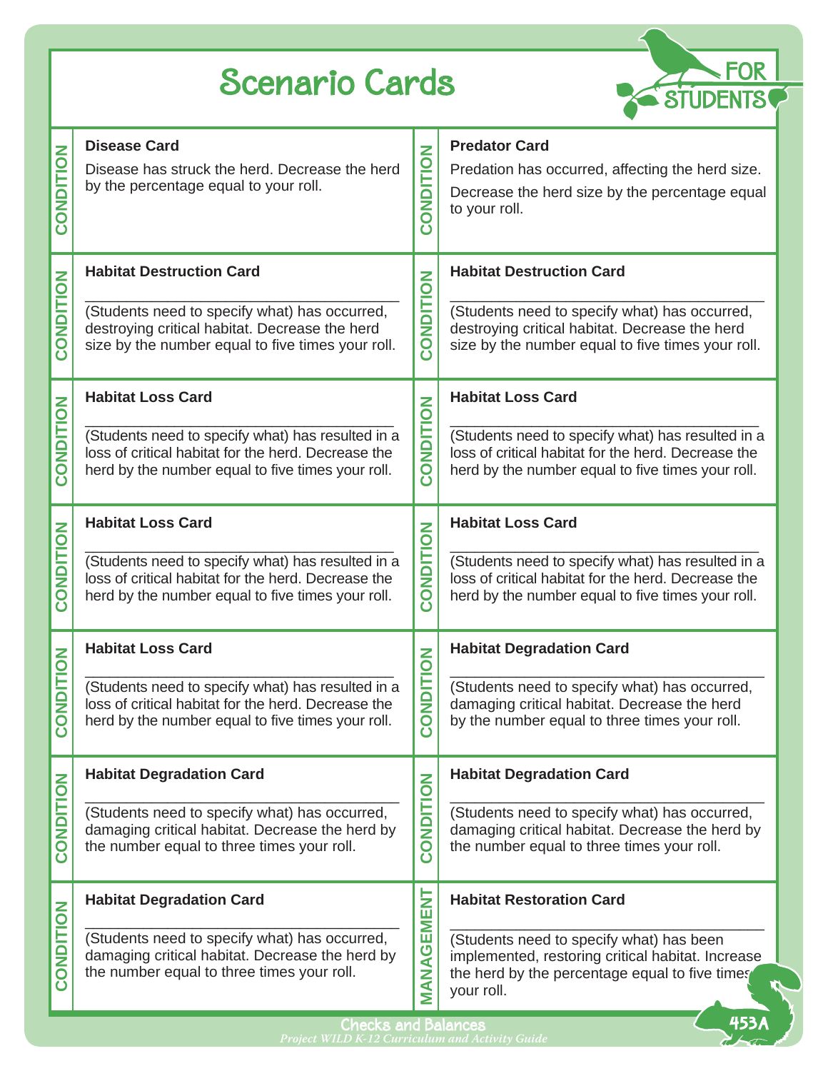# Scenario Cards

FOR STUDENTS

---

**CONDITION**

### Disease Card

Disease has struck the herd. Decrease the herd by the percentage equal to your roll.

---

**CONDITION**

### Predator Card

Predation has occurred, affecting the herd size.

Decrease the herd size by the percentage equal to your roll.

---

**CONDITION**

### Habitat Destruction Card

______________________________________

(Students need to specify what) has occurred, destroying critical habitat. Decrease the herd size by the number equal to five times your roll.

---

**CONDITION**

### Habitat Destruction Card

______________________________________

(Students need to specify what) has occurred, destroying critical habitat. Decrease the herd size by the number equal to five times your roll.

---

**CONDITION**

### Habitat Loss Card

______________________________________

(Students need to specify what) has resulted in a loss of critical habitat for the herd. Decrease the herd by the number equal to five times your roll.

---

**CONDITION**

### Habitat Loss Card

______________________________________

(Students need to specify what) has resulted in a loss of critical habitat for the herd. Decrease the herd by the number equal to five times your roll.

---

**CONDITION**

### Habitat Loss Card

______________________________________

(Students need to specify what) has resulted in a loss of critical habitat for the herd. Decrease the herd by the number equal to five times your roll.

---

**CONDITION**

### Habitat Loss Card

______________________________________

(Students need to specify what) has resulted in a loss of critical habitat for the herd. Decrease the herd by the number equal to five times your roll.

---

**CONDITION**

### Habitat Loss Card

______________________________________

(Students need to specify what) has resulted in a loss of critical habitat for the herd. Decrease the herd by the number equal to five times your roll.

---

**CONDITION**

### Habitat Degradation Card

______________________________________

(Students need to specify what) has occurred, damaging critical habitat. Decrease the herd by the number equal to three times your roll.

---

**CONDITION**

### Habitat Degradation Card

______________________________________

(Students need to specify what) has occurred, damaging critical habitat. Decrease the herd by the number equal to three times your roll.

---

**CONDITION**

### Habitat Degradation Card

______________________________________

(Students need to specify what) has occurred, damaging critical habitat. Decrease the herd by the number equal to three times your roll.

---

**CONDITION**

### Habitat Degradation Card

______________________________________

(Students need to specify what) has occurred, damaging critical habitat. Decrease the herd by the number equal to three times your roll.

---

**MANAGEMENT**

### Habitat Restoration Card

______________________________________

(Students need to specify what) has been implemented, restoring critical habitat. Increase the herd by the percentage equal to five times your roll.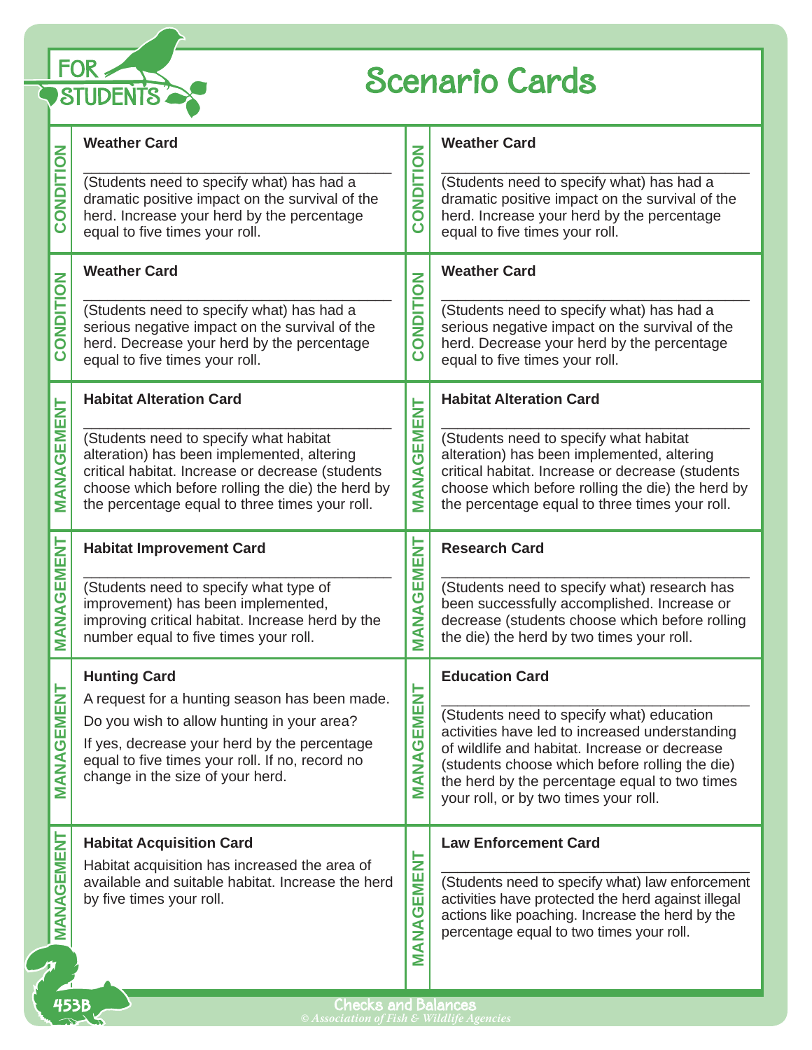FOR STUDENTS

# Scenario Cards

**CONDITION**

**Weather Card**

____________________________________

(Students need to specify what) has had a dramatic positive impact on the survival of the herd. Increase your herd by the percentage equal to five times your roll.

**CONDITION**

**Weather Card**

____________________________________

(Students need to specify what) has had a dramatic positive impact on the survival of the herd. Increase your herd by the percentage equal to five times your roll.

**CONDITION**

**Weather Card**

____________________________________

(Students need to specify what) has had a serious negative impact on the survival of the herd. Decrease your herd by the percentage equal to five times your roll.

**CONDITION**

**Weather Card**

____________________________________

(Students need to specify what) has had a serious negative impact on the survival of the herd. Decrease your herd by the percentage equal to five times your roll.

**MANAGEMENT**

**Habitat Alteration Card**

____________________________________

(Students need to specify what habitat alteration) has been implemented, altering critical habitat. Increase or decrease (students choose which before rolling the die) the herd by the percentage equal to three times your roll.

**MANAGEMENT**

**Habitat Alteration Card**

____________________________________

(Students need to specify what habitat alteration) has been implemented, altering critical habitat. Increase or decrease (students choose which before rolling the die) the herd by the percentage equal to three times your roll.

**MANAGEMENT**

**Habitat Improvement Card**

____________________________________

(Students need to specify what type of improvement) has been implemented, improving critical habitat. Increase herd by the number equal to five times your roll.

**MANAGEMENT**

**Research Card**

____________________________________

(Students need to specify what) research has been successfully accomplished. Increase or decrease (students choose which before rolling the die) the herd by two times your roll.

**MANAGEMENT**

**Hunting Card**

A request for a hunting season has been made.

Do you wish to allow hunting in your area?

If yes, decrease your herd by the percentage equal to five times your roll. If no, record no change in the size of your herd.

**MANAGEMENT**

**Education Card**

____________________________________

(Students need to specify what) education activities have led to increased understanding of wildlife and habitat. Increase or decrease (students choose which before rolling the die) the herd by the percentage equal to two times your roll, or by two times your roll.

**MANAGEMENT**

**Habitat Acquisition Card**

Habitat acquisition has increased the area of available and suitable habitat. Increase the herd by five times your roll.

**MANAGEMENT**

**Law Enforcement Card**

____________________________________

(Students need to specify what) law enforcement activities have protected the herd against illegal actions like poaching. Increase the herd by the percentage equal to two times your roll.